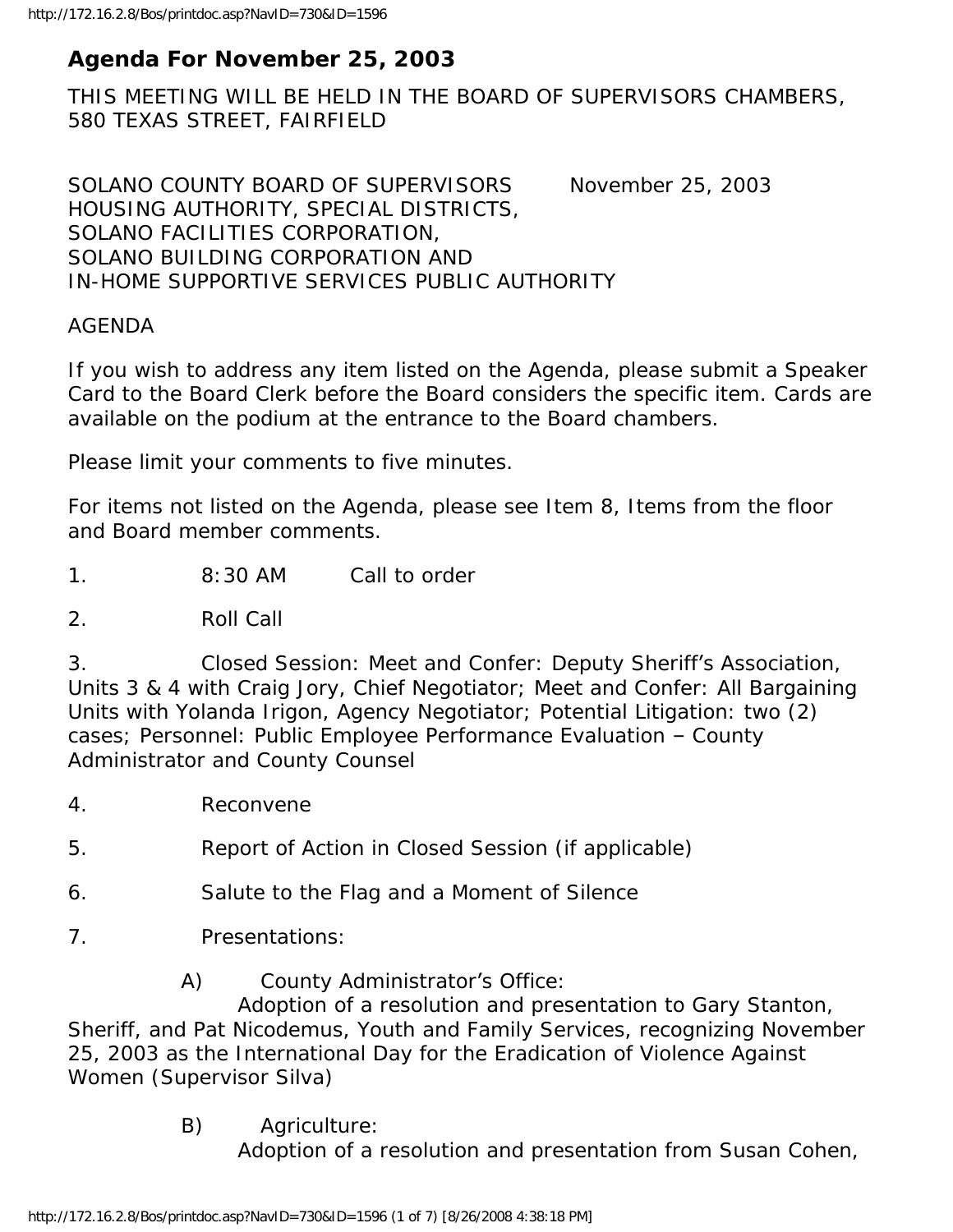# Agenda For November 25, 2003

THIS MEETING WILL BE HELD IN THE BOARD OF SUPERVISORS CHAMBERS, 580 TEXAS STREET, FAIRFIELD

SOLANO COUNTY BOARD OF SUPERVISORS November 25, 2003
HOUSING AUTHORITY, SPECIAL DISTRICTS,
SOLANO FACILITIES CORPORATION,
SOLANO BUILDING CORPORATION AND
IN-HOME SUPPORTIVE SERVICES PUBLIC AUTHORITY

AGENDA

If you wish to address any item listed on the Agenda, please submit a Speaker Card to the Board Clerk before the Board considers the specific item. Cards are available on the podium at the entrance to the Board chambers.

Please limit your comments to five minutes.

For items not listed on the Agenda, please see Item 8, Items from the floor and Board member comments.

1. 8:30 AM Call to order

2. Roll Call

3. Closed Session: Meet and Confer: Deputy Sheriff's Association, Units 3 & 4 with Craig Jory, Chief Negotiator; Meet and Confer: All Bargaining Units with Yolanda Irigon, Agency Negotiator; Potential Litigation: two (2) cases; Personnel: Public Employee Performance Evaluation – County Administrator and County Counsel

4. Reconvene

5. Report of Action in Closed Session (if applicable)

6. Salute to the Flag and a Moment of Silence

7. Presentations:

   A) County Administrator's Office:
   Adoption of a resolution and presentation to Gary Stanton, Sheriff, and Pat Nicodemus, Youth and Family Services, recognizing November 25, 2003 as the International Day for the Eradication of Violence Against Women (Supervisor Silva)

   B) Agriculture:
   Adoption of a resolution and presentation from Susan Cohen,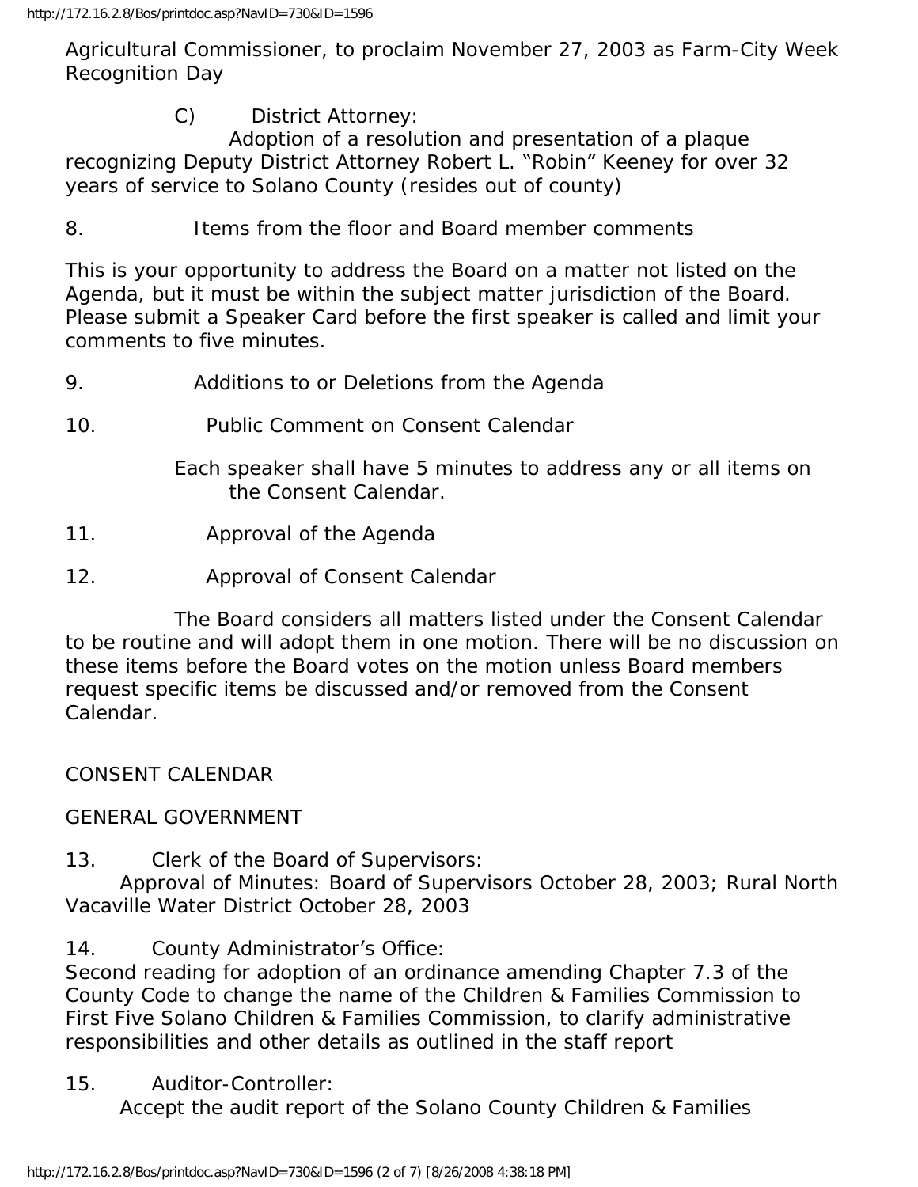Agricultural Commissioner, to proclaim November 27, 2003 as Farm-City Week Recognition Day

C) District Attorney:
Adoption of a resolution and presentation of a plaque recognizing Deputy District Attorney Robert L. "Robin" Keeney for over 32 years of service to Solano County (resides out of county)

8. Items from the floor and Board member comments

This is your opportunity to address the Board on a matter not listed on the Agenda, but it must be within the subject matter jurisdiction of the Board. Please submit a Speaker Card before the first speaker is called and limit your comments to five minutes.

9. Additions to or Deletions from the Agenda

10. Public Comment on Consent Calendar

Each speaker shall have 5 minutes to address any or all items on the Consent Calendar.

11. Approval of the Agenda

12. Approval of Consent Calendar

The Board considers all matters listed under the Consent Calendar to be routine and will adopt them in one motion. There will be no discussion on these items before the Board votes on the motion unless Board members request specific items be discussed and/or removed from the Consent Calendar.

CONSENT CALENDAR

GENERAL GOVERNMENT

13. Clerk of the Board of Supervisors:
Approval of Minutes: Board of Supervisors October 28, 2003; Rural North Vacaville Water District October 28, 2003

14. County Administrator's Office:
Second reading for adoption of an ordinance amending Chapter 7.3 of the County Code to change the name of the Children & Families Commission to First Five Solano Children & Families Commission, to clarify administrative responsibilities and other details as outlined in the staff report

15. Auditor-Controller:
Accept the audit report of the Solano County Children & Families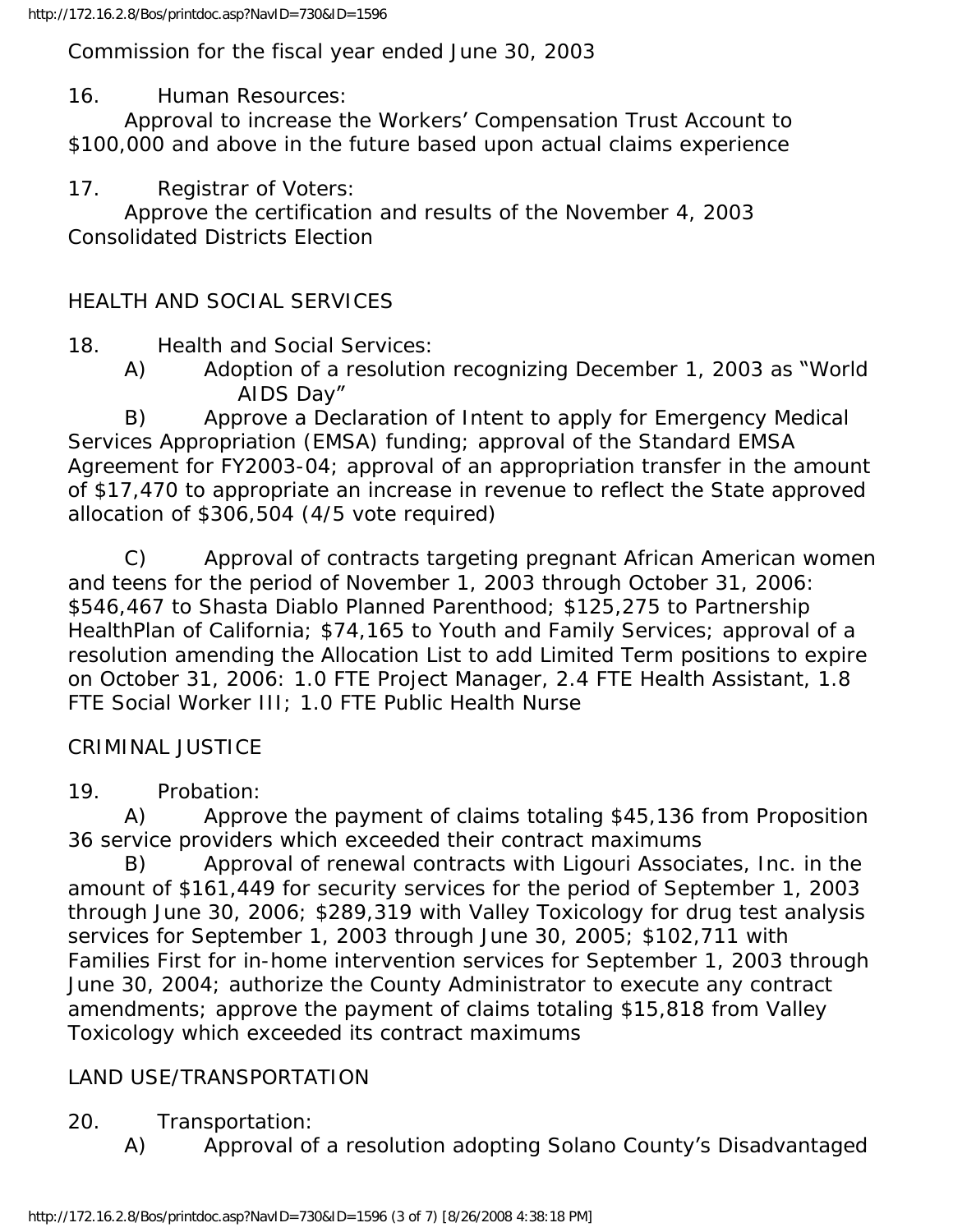Commission for the fiscal year ended June 30, 2003

16. Human Resources:
Approval to increase the Workers' Compensation Trust Account to $100,000 and above in the future based upon actual claims experience

17. Registrar of Voters:
Approve the certification and results of the November 4, 2003 Consolidated Districts Election

HEALTH AND SOCIAL SERVICES

18. Health and Social Services:
A) Adoption of a resolution recognizing December 1, 2003 as "World AIDS Day"
B) Approve a Declaration of Intent to apply for Emergency Medical Services Appropriation (EMSA) funding; approval of the Standard EMSA Agreement for FY2003-04; approval of an appropriation transfer in the amount of $17,470 to appropriate an increase in revenue to reflect the State approved allocation of $306,504 (4/5 vote required)

C) Approval of contracts targeting pregnant African American women and teens for the period of November 1, 2003 through October 31, 2006: $546,467 to Shasta Diablo Planned Parenthood; $125,275 to Partnership HealthPlan of California; $74,165 to Youth and Family Services; approval of a resolution amending the Allocation List to add Limited Term positions to expire on October 31, 2006: 1.0 FTE Project Manager, 2.4 FTE Health Assistant, 1.8 FTE Social Worker III; 1.0 FTE Public Health Nurse

CRIMINAL JUSTICE

19. Probation:
A) Approve the payment of claims totaling $45,136 from Proposition 36 service providers which exceeded their contract maximums
B) Approval of renewal contracts with Ligouri Associates, Inc. in the amount of $161,449 for security services for the period of September 1, 2003 through June 30, 2006; $289,319 with Valley Toxicology for drug test analysis services for September 1, 2003 through June 30, 2005; $102,711 with Families First for in-home intervention services for September 1, 2003 through June 30, 2004; authorize the County Administrator to execute any contract amendments; approve the payment of claims totaling $15,818 from Valley Toxicology which exceeded its contract maximums

LAND USE/TRANSPORTATION

20. Transportation:
A) Approval of a resolution adopting Solano County's Disadvantaged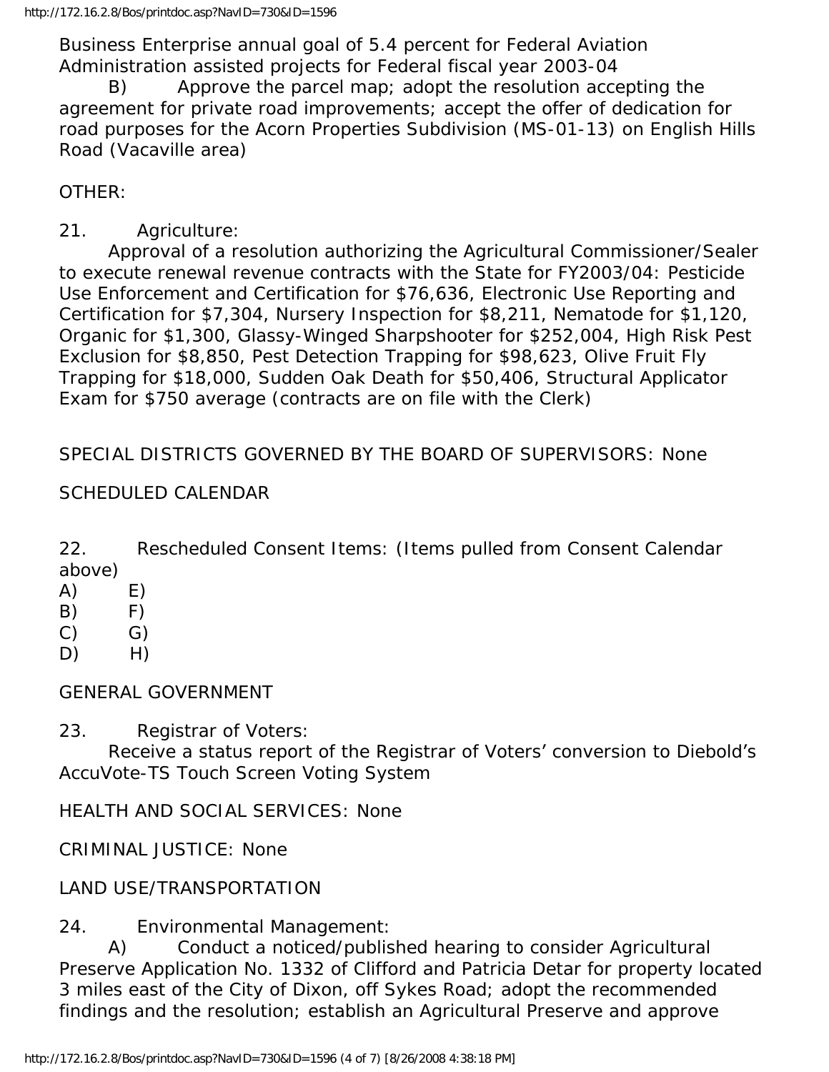Business Enterprise annual goal of 5.4 percent for Federal Aviation Administration assisted projects for Federal fiscal year 2003-04

B) Approve the parcel map; adopt the resolution accepting the agreement for private road improvements; accept the offer of dedication for road purposes for the Acorn Properties Subdivision (MS-01-13) on English Hills Road (Vacaville area)

OTHER:

21. Agriculture:

Approval of a resolution authorizing the Agricultural Commissioner/Sealer to execute renewal revenue contracts with the State for FY2003/04: Pesticide Use Enforcement and Certification for $76,636, Electronic Use Reporting and Certification for $7,304, Nursery Inspection for $8,211, Nematode for $1,120, Organic for $1,300, Glassy-Winged Sharpshooter for $252,004, High Risk Pest Exclusion for $8,850, Pest Detection Trapping for $98,623, Olive Fruit Fly Trapping for $18,000, Sudden Oak Death for $50,406, Structural Applicator Exam for $750 average (contracts are on file with the Clerk)

SPECIAL DISTRICTS GOVERNED BY THE BOARD OF SUPERVISORS: None

SCHEDULED CALENDAR

22. Rescheduled Consent Items: (Items pulled from Consent Calendar above)

A) E)
B) F)
C) G)
D) H)

GENERAL GOVERNMENT

23. Registrar of Voters:

Receive a status report of the Registrar of Voters' conversion to Diebold's AccuVote-TS Touch Screen Voting System

HEALTH AND SOCIAL SERVICES: None

CRIMINAL JUSTICE: None

LAND USE/TRANSPORTATION

24. Environmental Management:

A) Conduct a noticed/published hearing to consider Agricultural Preserve Application No. 1332 of Clifford and Patricia Detar for property located 3 miles east of the City of Dixon, off Sykes Road; adopt the recommended findings and the resolution; establish an Agricultural Preserve and approve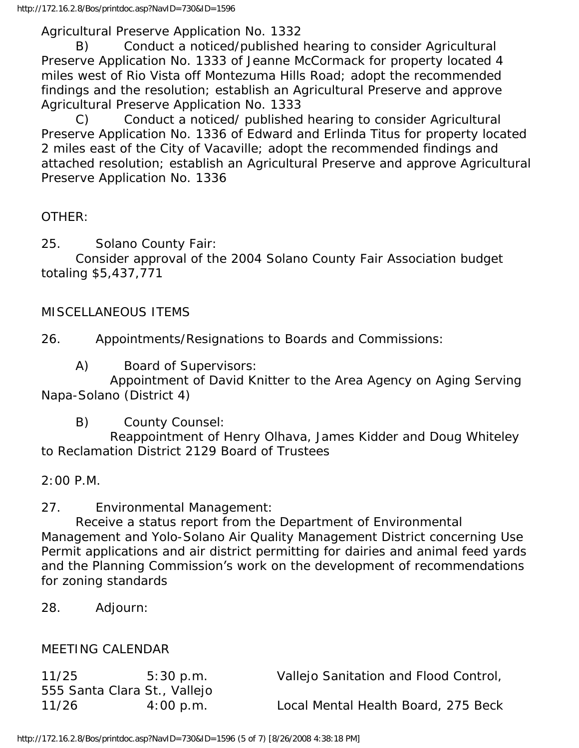Agricultural Preserve Application No. 1332

B) Conduct a noticed/published hearing to consider Agricultural Preserve Application No. 1333 of Jeanne McCormack for property located 4 miles west of Rio Vista off Montezuma Hills Road; adopt the recommended findings and the resolution; establish an Agricultural Preserve and approve Agricultural Preserve Application No. 1333

C) Conduct a noticed/ published hearing to consider Agricultural Preserve Application No. 1336 of Edward and Erlinda Titus for property located 2 miles east of the City of Vacaville; adopt the recommended findings and attached resolution; establish an Agricultural Preserve and approve Agricultural Preserve Application No. 1336

OTHER:

25. Solano County Fair:
Consider approval of the 2004 Solano County Fair Association budget totaling $5,437,771

MISCELLANEOUS ITEMS

26. Appointments/Resignations to Boards and Commissions:

A) Board of Supervisors:
Appointment of David Knitter to the Area Agency on Aging Serving Napa-Solano (District 4)

B) County Counsel:
Reappointment of Henry Olhava, James Kidder and Doug Whiteley to Reclamation District 2129 Board of Trustees

2:00 P.M.

27. Environmental Management:
Receive a status report from the Department of Environmental Management and Yolo-Solano Air Quality Management District concerning Use Permit applications and air district permitting for dairies and animal feed yards and the Planning Commission's work on the development of recommendations for zoning standards

28. Adjourn:

MEETING CALENDAR

| | | |
|---|---|---|
| 11/25 | 5:30 p.m. | Vallejo Sanitation and Flood Control, 555 Santa Clara St., Vallejo |
| 11/26 | 4:00 p.m. | Local Mental Health Board, 275 Beck |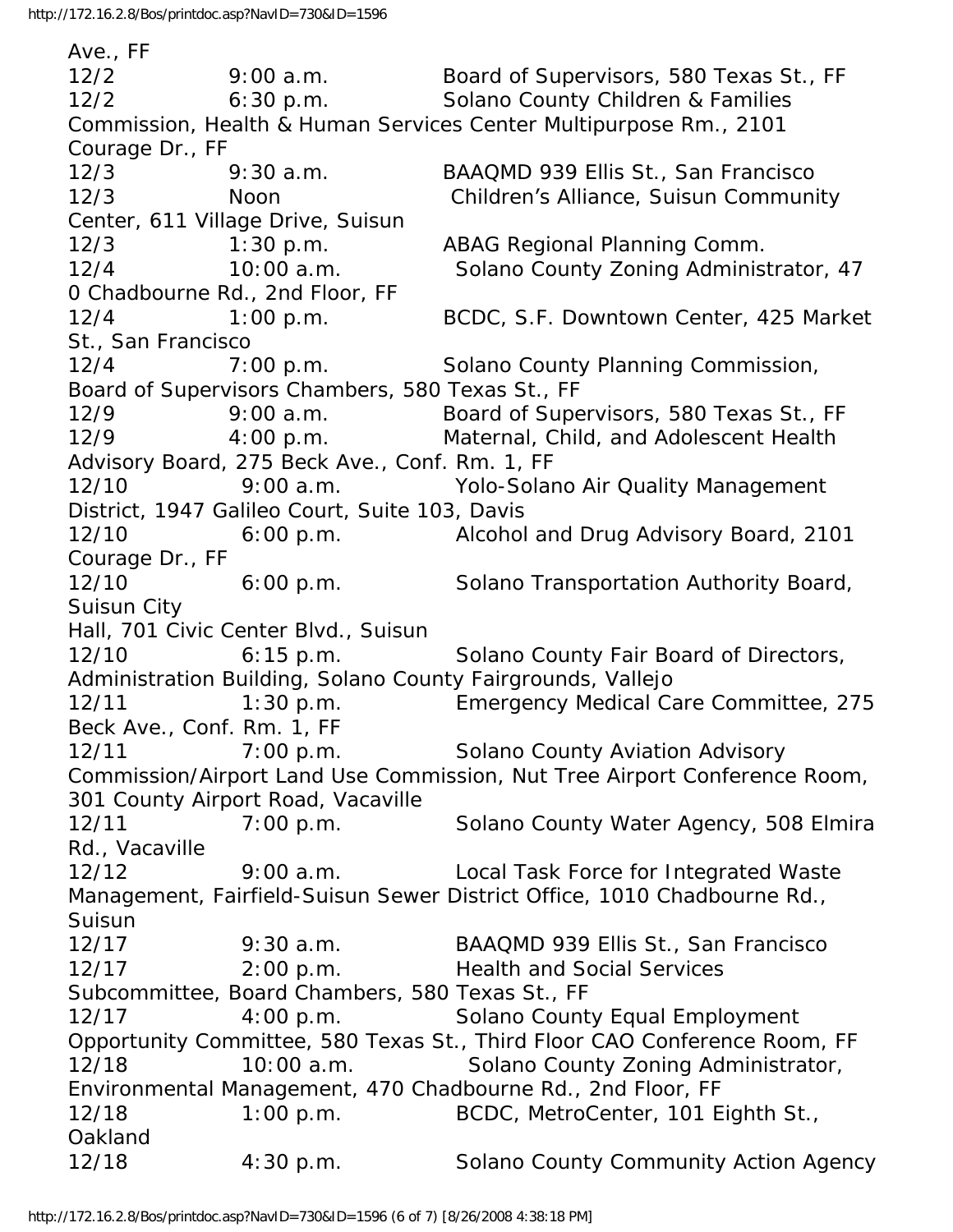Ave., FF

12/2 9:00 a.m. Board of Supervisors, 580 Texas St., FF

12/2 6:30 p.m. Solano County Children & Families Commission, Health & Human Services Center Multipurpose Rm., 2101 Courage Dr., FF

12/3 9:30 a.m. BAAQMD 939 Ellis St., San Francisco

12/3 Noon Children's Alliance, Suisun Community Center, 611 Village Drive, Suisun

12/3 1:30 p.m. ABAG Regional Planning Comm.

12/4 10:00 a.m. Solano County Zoning Administrator, 47 0 Chadbourne Rd., 2nd Floor, FF

12/4 1:00 p.m. BCDC, S.F. Downtown Center, 425 Market St., San Francisco

12/4 7:00 p.m. Solano County Planning Commission, Board of Supervisors Chambers, 580 Texas St., FF

12/9 9:00 a.m. Board of Supervisors, 580 Texas St., FF

12/9 4:00 p.m. Maternal, Child, and Adolescent Health Advisory Board, 275 Beck Ave., Conf. Rm. 1, FF

12/10 9:00 a.m. Yolo-Solano Air Quality Management District, 1947 Galileo Court, Suite 103, Davis

12/10 6:00 p.m. Alcohol and Drug Advisory Board, 2101 Courage Dr., FF

12/10 6:00 p.m. Solano Transportation Authority Board, Suisun City
Hall, 701 Civic Center Blvd., Suisun

12/10 6:15 p.m. Solano County Fair Board of Directors, Administration Building, Solano County Fairgrounds, Vallejo

12/11 1:30 p.m. Emergency Medical Care Committee, 275 Beck Ave., Conf. Rm. 1, FF

12/11 7:00 p.m. Solano County Aviation Advisory Commission/Airport Land Use Commission, Nut Tree Airport Conference Room, 301 County Airport Road, Vacaville

12/11 7:00 p.m. Solano County Water Agency, 508 Elmira Rd., Vacaville

12/12 9:00 a.m. Local Task Force for Integrated Waste Management, Fairfield-Suisun Sewer District Office, 1010 Chadbourne Rd., Suisun

12/17 9:30 a.m. BAAQMD 939 Ellis St., San Francisco

12/17 2:00 p.m. Health and Social Services Subcommittee, Board Chambers, 580 Texas St., FF

12/17 4:00 p.m. Solano County Equal Employment Opportunity Committee, 580 Texas St., Third Floor CAO Conference Room, FF

12/18 10:00 a.m. Solano County Zoning Administrator, Environmental Management, 470 Chadbourne Rd., 2nd Floor, FF

12/18 1:00 p.m. BCDC, MetroCenter, 101 Eighth St., Oakland

12/18 4:30 p.m. Solano County Community Action Agency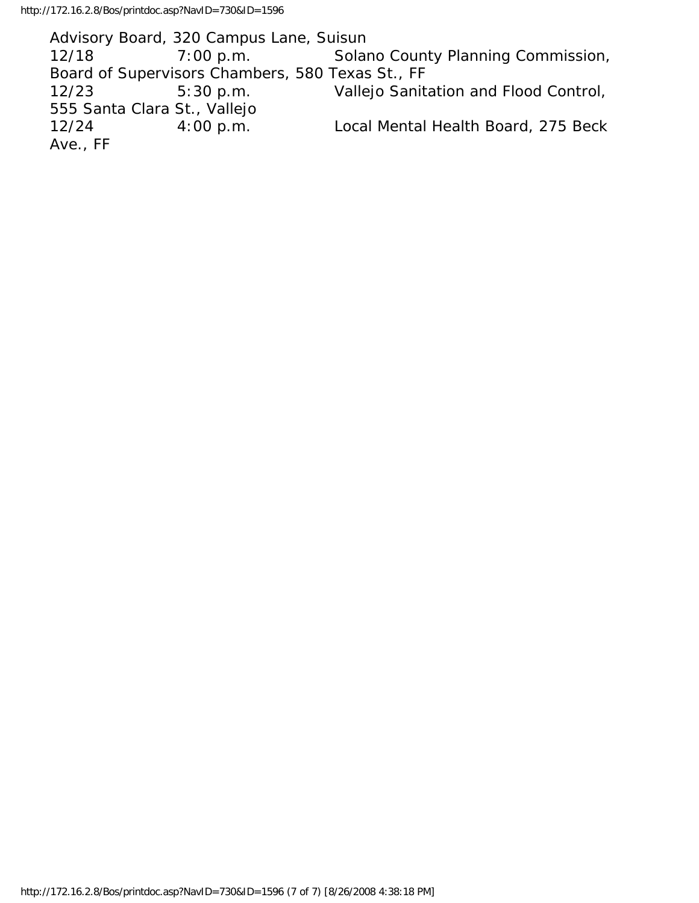Advisory Board, 320 Campus Lane, Suisun

12/18 7:00 p.m. Solano County Planning Commission, Board of Supervisors Chambers, 580 Texas St., FF

12/23 5:30 p.m. Vallejo Sanitation and Flood Control, 555 Santa Clara St., Vallejo

12/24 4:00 p.m. Local Mental Health Board, 275 Beck Ave., FF